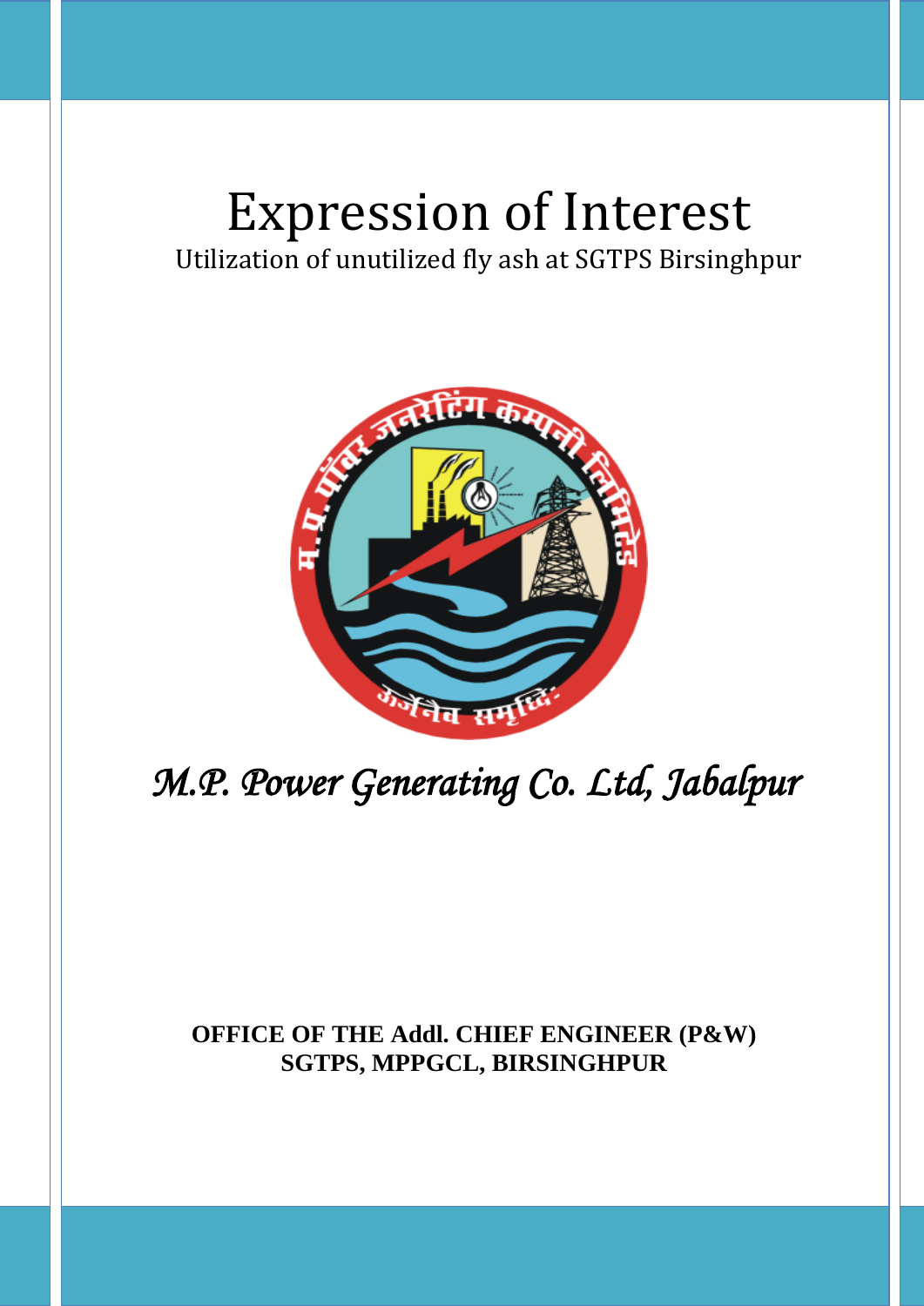# Expression of Interest

Utilization of unutilized fly ash at SGTPS Birsinghpur

*M.P. Power Generating Co. Ltd, Jabalpur*

**OFFICE OF THE Addl. CHIEF ENGINEER (P&W)**
**SGTPS, MPPGCL, BIRSINGHPUR**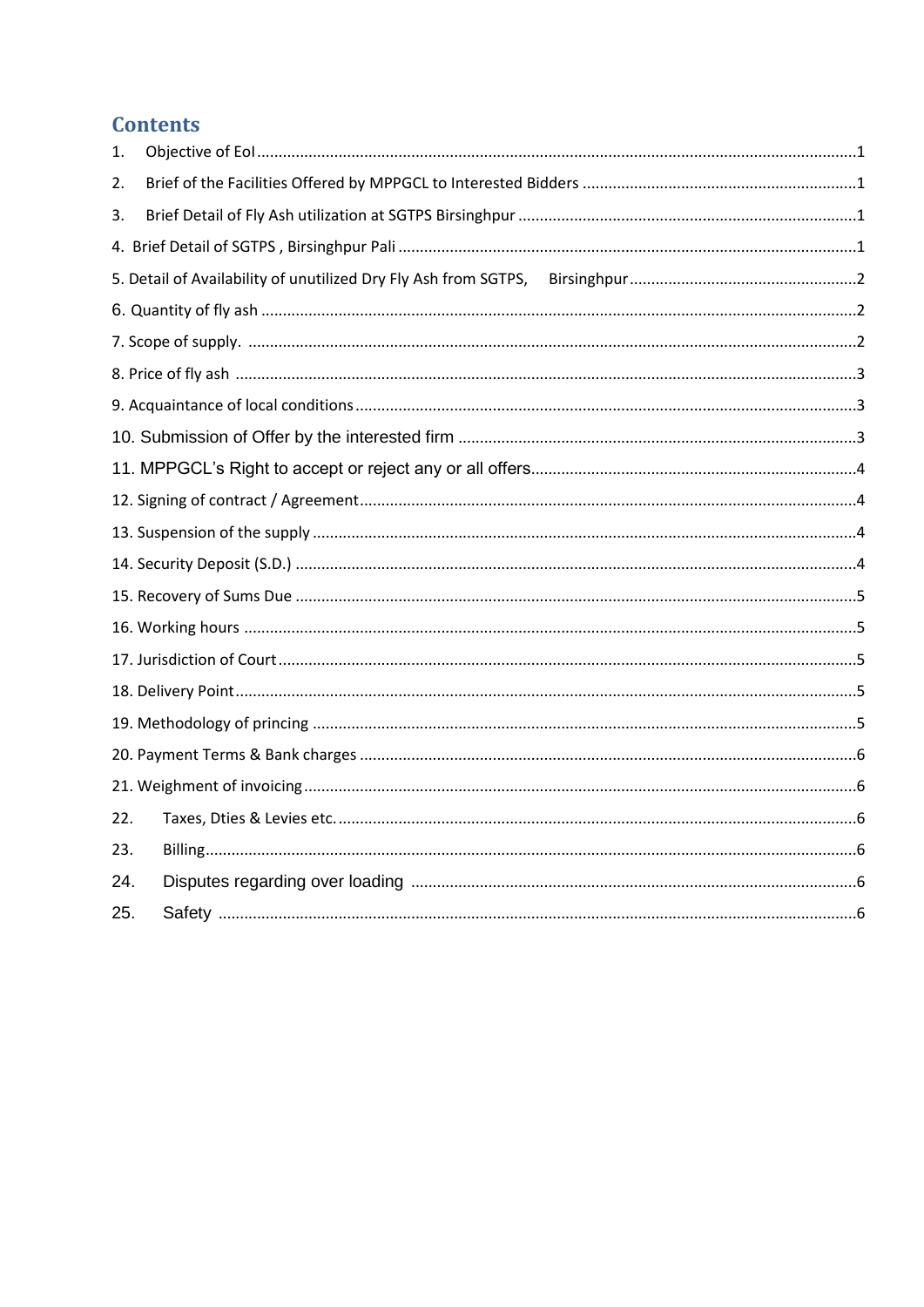# Contents

1. Objective of EoI ............................................................................................................................................1
2. Brief of the Facilities Offered by MPPGCL to Interested Bidders ...............................................................1
3. Brief Detail of Fly Ash utilization at SGTPS Birsinghpur ..............................................................................1
4. Brief Detail of SGTPS , Birsinghpur Pali .........................................................................................................1
5. Detail of Availability of unutilized Dry Fly Ash from SGTPS, Birsinghpur......................................................2
6. Quantity of fly ash ..........................................................................................................................................2
7. Scope of supply. ............................................................................................................................................2
8. Price of fly ash ...............................................................................................................................................3
9. Acquaintance of local conditions ...................................................................................................................3
10. Submission of Offer by the interested firm ...............................................................................................3
11. MPPGCL's Right to accept or reject any or all offers...............................................................................4
12. Signing of contract / Agreement ..................................................................................................................4
13. Suspension of the supply .............................................................................................................................4
14. Security Deposit (S.D.) .................................................................................................................................4
15. Recovery of Sums Due .................................................................................................................................5
16. Working hours .............................................................................................................................................5
17. Jurisdiction of Court .....................................................................................................................................5
18. Delivery Point ...............................................................................................................................................5
19. Methodology of princing .............................................................................................................................5
20. Payment Terms & Bank charges ..................................................................................................................6
21. Weighment of invoicing ...............................................................................................................................6
22. Taxes, Dties & Levies etc. ..............................................................................................................................6
23. Billing ..............................................................................................................................................................6
24. Disputes regarding over loading ..................................................................................................................6
25. Safety ..............................................................................................................................................................6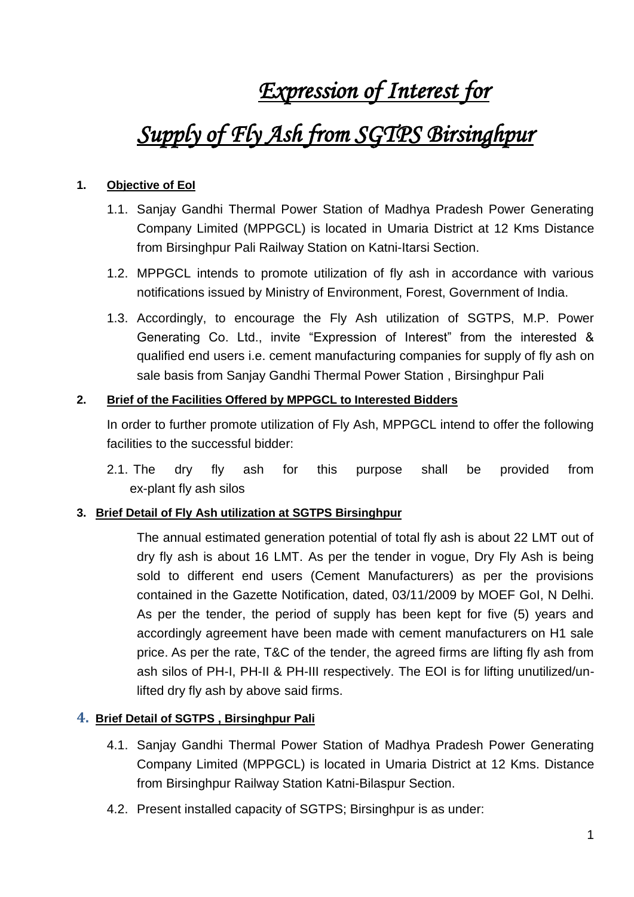# *Expression of Interest for*

# *Supply of Fly Ash from SGTPS Birsinghpur*

**1. Objective of EoI**

1.1. Sanjay Gandhi Thermal Power Station of Madhya Pradesh Power Generating Company Limited (MPPGCL) is located in Umaria District at 12 Kms Distance from Birsinghpur Pali Railway Station on Katni-Itarsi Section.

1.2. MPPGCL intends to promote utilization of fly ash in accordance with various notifications issued by Ministry of Environment, Forest, Government of India.

1.3. Accordingly, to encourage the Fly Ash utilization of SGTPS, M.P. Power Generating Co. Ltd., invite "Expression of Interest" from the interested & qualified end users i.e. cement manufacturing companies for supply of fly ash on sale basis from Sanjay Gandhi Thermal Power Station , Birsinghpur Pali

**2. Brief of the Facilities Offered by MPPGCL to Interested Bidders**

In order to further promote utilization of Fly Ash, MPPGCL intend to offer the following facilities to the successful bidder:

2.1. The dry fly ash for this purpose shall be provided from ex-plant fly ash silos

**3. Brief Detail of Fly Ash utilization at SGTPS Birsinghpur**

The annual estimated generation potential of total fly ash is about 22 LMT out of dry fly ash is about 16 LMT. As per the tender in vogue, Dry Fly Ash is being sold to different end users (Cement Manufacturers) as per the provisions contained in the Gazette Notification, dated, 03/11/2009 by MOEF GoI, N Delhi. As per the tender, the period of supply has been kept for five (5) years and accordingly agreement have been made with cement manufacturers on H1 sale price. As per the rate, T&C of the tender, the agreed firms are lifting fly ash from ash silos of PH-I, PH-II & PH-III respectively. The EOI is for lifting unutilized/un-lifted dry fly ash by above said firms.

**4. Brief Detail of SGTPS , Birsinghpur Pali**

4.1. Sanjay Gandhi Thermal Power Station of Madhya Pradesh Power Generating Company Limited (MPPGCL) is located in Umaria District at 12 Kms. Distance from Birsinghpur Railway Station Katni-Bilaspur Section.

4.2. Present installed capacity of SGTPS; Birsinghpur is as under: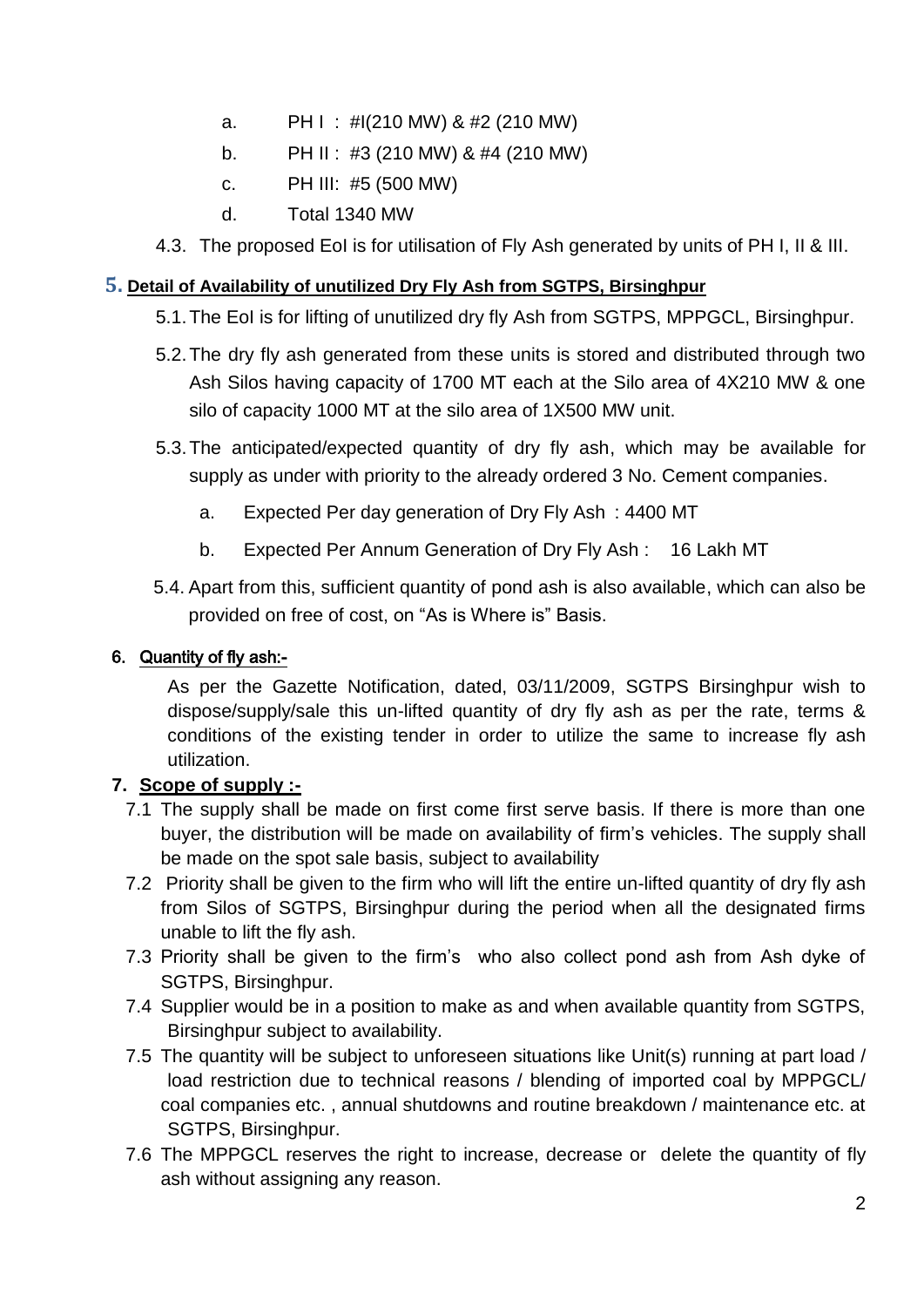a. PH I : #I(210 MW) & #2 (210 MW)

b. PH II : #3 (210 MW) & #4 (210 MW)

c. PH III: #5 (500 MW)

d. Total 1340 MW

4.3. The proposed EoI is for utilisation of Fly Ash generated by units of PH I, II & III.

## 5. Detail of Availability of unutilized Dry Fly Ash from SGTPS, Birsinghpur

5.1. The EoI is for lifting of unutilized dry fly Ash from SGTPS, MPPGCL, Birsinghpur.

5.2. The dry fly ash generated from these units is stored and distributed through two Ash Silos having capacity of 1700 MT each at the Silo area of 4X210 MW & one silo of capacity 1000 MT at the silo area of 1X500 MW unit.

5.3. The anticipated/expected quantity of dry fly ash, which may be available for supply as under with priority to the already ordered 3 No. Cement companies.

a. Expected Per day generation of Dry Fly Ash : 4400 MT

b. Expected Per Annum Generation of Dry Fly Ash : 16 Lakh MT

5.4. Apart from this, sufficient quantity of pond ash is also available, which can also be provided on free of cost, on "As is Where is" Basis.

## 6. Quantity of fly ash:-

As per the Gazette Notification, dated, 03/11/2009, SGTPS Birsinghpur wish to dispose/supply/sale this un-lifted quantity of dry fly ash as per the rate, terms & conditions of the existing tender in order to utilize the same to increase fly ash utilization.

## 7. Scope of supply :-

7.1 The supply shall be made on first come first serve basis. If there is more than one buyer, the distribution will be made on availability of firm's vehicles. The supply shall be made on the spot sale basis, subject to availability

7.2 Priority shall be given to the firm who will lift the entire un-lifted quantity of dry fly ash from Silos of SGTPS, Birsinghpur during the period when all the designated firms unable to lift the fly ash.

7.3 Priority shall be given to the firm's who also collect pond ash from Ash dyke of SGTPS, Birsinghpur.

7.4 Supplier would be in a position to make as and when available quantity from SGTPS, Birsinghpur subject to availability.

7.5 The quantity will be subject to unforeseen situations like Unit(s) running at part load / load restriction due to technical reasons / blending of imported coal by MPPGCL/ coal companies etc. , annual shutdowns and routine breakdown / maintenance etc. at SGTPS, Birsinghpur.

7.6 The MPPGCL reserves the right to increase, decrease or delete the quantity of fly ash without assigning any reason.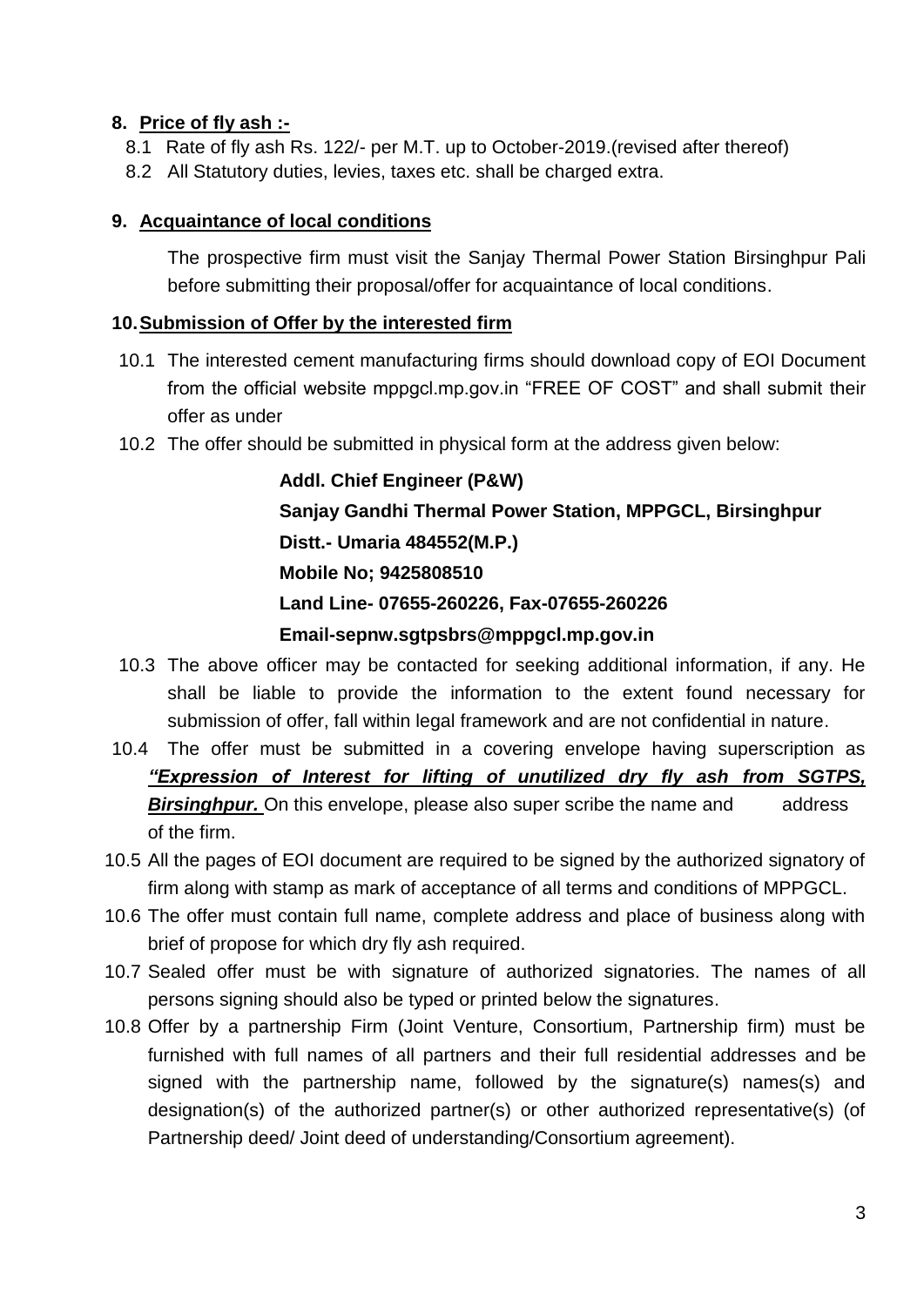**8. Price of fly ash :-**

8.1 Rate of fly ash Rs. 122/- per M.T. up to October-2019.(revised after thereof)

8.2 All Statutory duties, levies, taxes etc. shall be charged extra.

**9. Acquaintance of local conditions**

The prospective firm must visit the Sanjay Thermal Power Station Birsinghpur Pali before submitting their proposal/offer for acquaintance of local conditions.

**10. Submission of Offer by the interested firm**

10.1 The interested cement manufacturing firms should download copy of EOI Document from the official website mppgcl.mp.gov.in "FREE OF COST" and shall submit their offer as under

10.2 The offer should be submitted in physical form at the address given below:

**Addl. Chief Engineer (P&W)**
**Sanjay Gandhi Thermal Power Station, MPPGCL, Birsinghpur**
**Distt.- Umaria 484552(M.P.)**
**Mobile No; 9425808510**
**Land Line- 07655-260226, Fax-07655-260226**
**Email-sepnw.sgtpsbrs@mppgcl.mp.gov.in**

10.3 The above officer may be contacted for seeking additional information, if any. He shall be liable to provide the information to the extent found necessary for submission of offer, fall within legal framework and are not confidential in nature.

10.4 The offer must be submitted in a covering envelope having superscription as ***"Expression of Interest for lifting of unutilized dry fly ash from SGTPS, Birsinghpur.*** On this envelope, please also super scribe the name and address of the firm.

10.5 All the pages of EOI document are required to be signed by the authorized signatory of firm along with stamp as mark of acceptance of all terms and conditions of MPPGCL.

10.6 The offer must contain full name, complete address and place of business along with brief of propose for which dry fly ash required.

10.7 Sealed offer must be with signature of authorized signatories. The names of all persons signing should also be typed or printed below the signatures.

10.8 Offer by a partnership Firm (Joint Venture, Consortium, Partnership firm) must be furnished with full names of all partners and their full residential addresses and be signed with the partnership name, followed by the signature(s) names(s) and designation(s) of the authorized partner(s) or other authorized representative(s) (of Partnership deed/ Joint deed of understanding/Consortium agreement).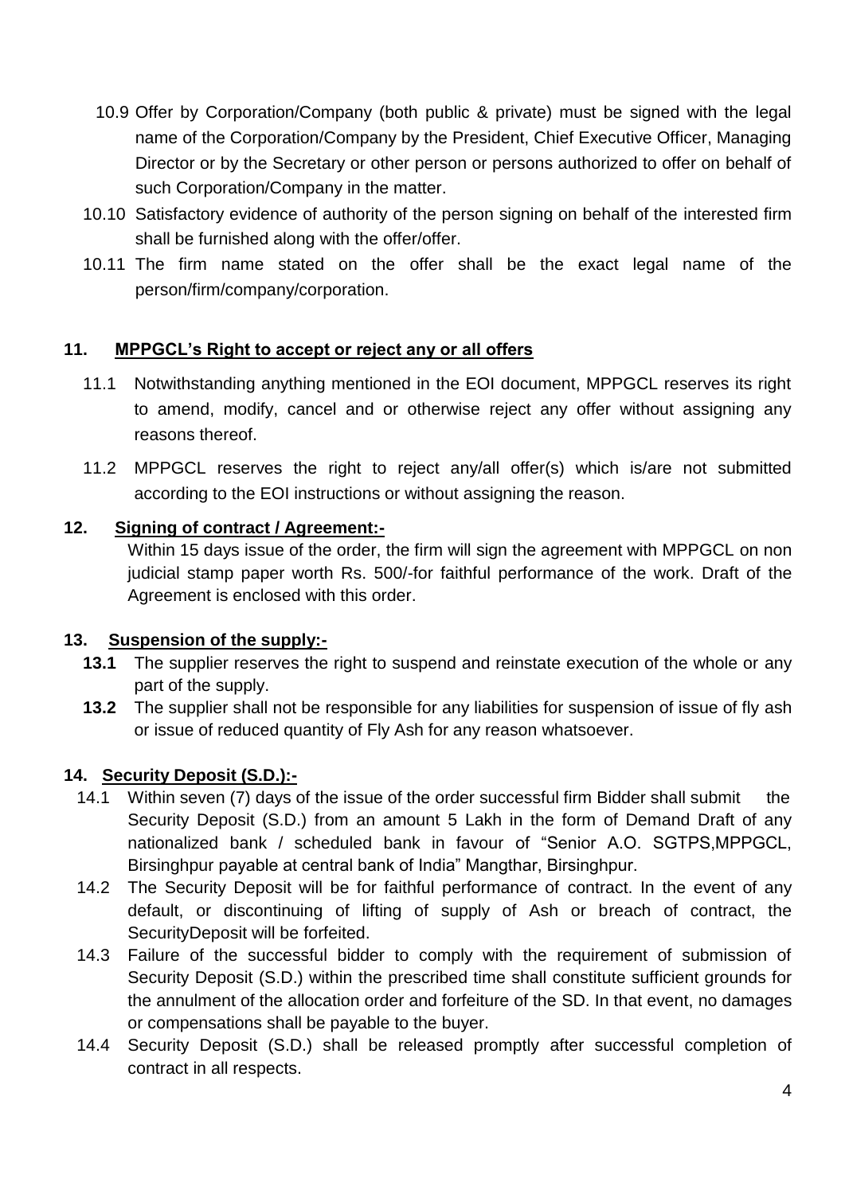10.9 Offer by Corporation/Company (both public & private) must be signed with the legal name of the Corporation/Company by the President, Chief Executive Officer, Managing Director or by the Secretary or other person or persons authorized to offer on behalf of such Corporation/Company in the matter.

10.10 Satisfactory evidence of authority of the person signing on behalf of the interested firm shall be furnished along with the offer/offer.

10.11 The firm name stated on the offer shall be the exact legal name of the person/firm/company/corporation.

## 11. MPPGCL's Right to accept or reject any or all offers

11.1 Notwithstanding anything mentioned in the EOI document, MPPGCL reserves its right to amend, modify, cancel and or otherwise reject any offer without assigning any reasons thereof.

11.2 MPPGCL reserves the right to reject any/all offer(s) which is/are not submitted according to the EOI instructions or without assigning the reason.

## 12. Signing of contract / Agreement:-

Within 15 days issue of the order, the firm will sign the agreement with MPPGCL on non judicial stamp paper worth Rs. 500/-for faithful performance of the work. Draft of the Agreement is enclosed with this order.

## 13. Suspension of the supply:-

**13.1** The supplier reserves the right to suspend and reinstate execution of the whole or any part of the supply.

**13.2** The supplier shall not be responsible for any liabilities for suspension of issue of fly ash or issue of reduced quantity of Fly Ash for any reason whatsoever.

## 14. Security Deposit (S.D.):-

14.1 Within seven (7) days of the issue of the order successful firm Bidder shall submit the Security Deposit (S.D.) from an amount 5 Lakh in the form of Demand Draft of any nationalized bank / scheduled bank in favour of "Senior A.O. SGTPS,MPPGCL, Birsinghpur payable at central bank of India" Mangthar, Birsinghpur.

14.2 The Security Deposit will be for faithful performance of contract. In the event of any default, or discontinuing of lifting of supply of Ash or breach of contract, the SecurityDeposit will be forfeited.

14.3 Failure of the successful bidder to comply with the requirement of submission of Security Deposit (S.D.) within the prescribed time shall constitute sufficient grounds for the annulment of the allocation order and forfeiture of the SD. In that event, no damages or compensations shall be payable to the buyer.

14.4 Security Deposit (S.D.) shall be released promptly after successful completion of contract in all respects.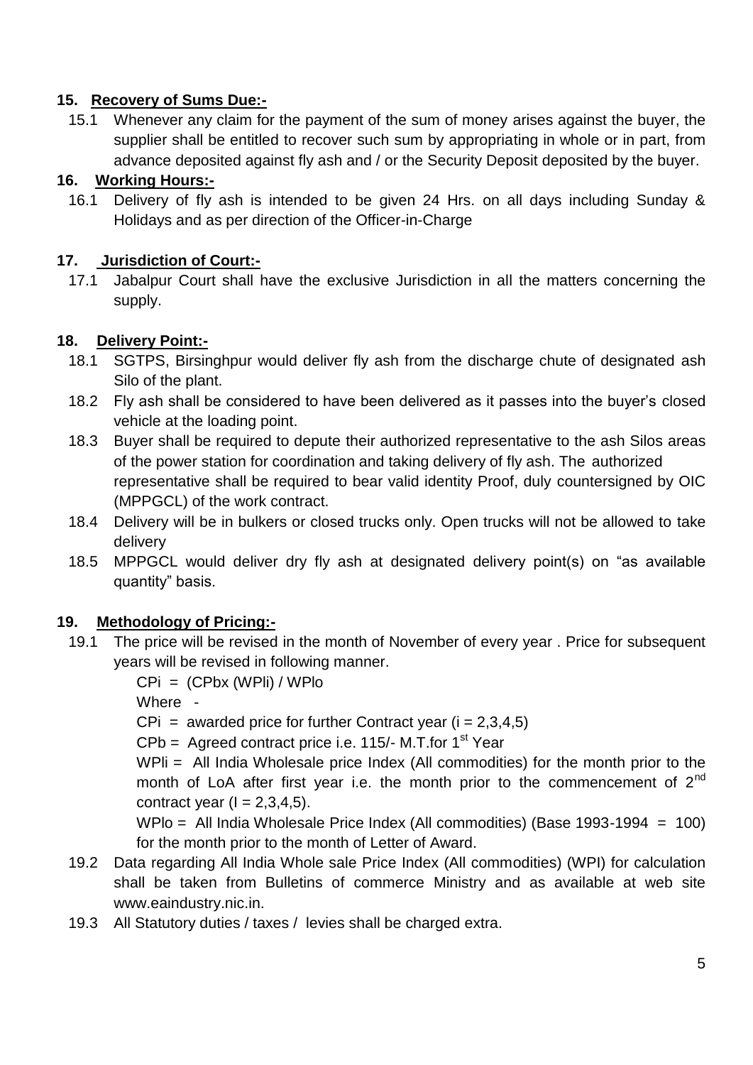## 15. Recovery of Sums Due:-

15.1 Whenever any claim for the payment of the sum of money arises against the buyer, the supplier shall be entitled to recover such sum by appropriating in whole or in part, from advance deposited against fly ash and / or the Security Deposit deposited by the buyer.

## 16. Working Hours:-

16.1 Delivery of fly ash is intended to be given 24 Hrs. on all days including Sunday & Holidays and as per direction of the Officer-in-Charge

## 17. Jurisdiction of Court:-

17.1 Jabalpur Court shall have the exclusive Jurisdiction in all the matters concerning the supply.

## 18. Delivery Point:-

18.1 SGTPS, Birsinghpur would deliver fly ash from the discharge chute of designated ash Silo of the plant.

18.2 Fly ash shall be considered to have been delivered as it passes into the buyer's closed vehicle at the loading point.

18.3 Buyer shall be required to depute their authorized representative to the ash Silos areas of the power station for coordination and taking delivery of fly ash. The authorized representative shall be required to bear valid identity Proof, duly countersigned by OIC (MPPGCL) of the work contract.

18.4 Delivery will be in bulkers or closed trucks only. Open trucks will not be allowed to take delivery

18.5 MPPGCL would deliver dry fly ash at designated delivery point(s) on "as available quantity" basis.

## 19. Methodology of Pricing:-

19.1 The price will be revised in the month of November of every year . Price for subsequent years will be revised in following manner.

CPi = (CPbx (WPli) / WPlo

Where -

CPi = awarded price for further Contract year (i = 2,3,4,5)

CPb = Agreed contract price i.e. 115/- M.T.for 1st Year

WPli = All India Wholesale price Index (All commodities) for the month prior to the month of LoA after first year i.e. the month prior to the commencement of 2nd contract year (I = 2,3,4,5).

WPlo = All India Wholesale Price Index (All commodities) (Base 1993-1994 = 100) for the month prior to the month of Letter of Award.

19.2 Data regarding All India Whole sale Price Index (All commodities) (WPI) for calculation shall be taken from Bulletins of commerce Ministry and as available at web site www.eaindustry.nic.in.

19.3 All Statutory duties / taxes / levies shall be charged extra.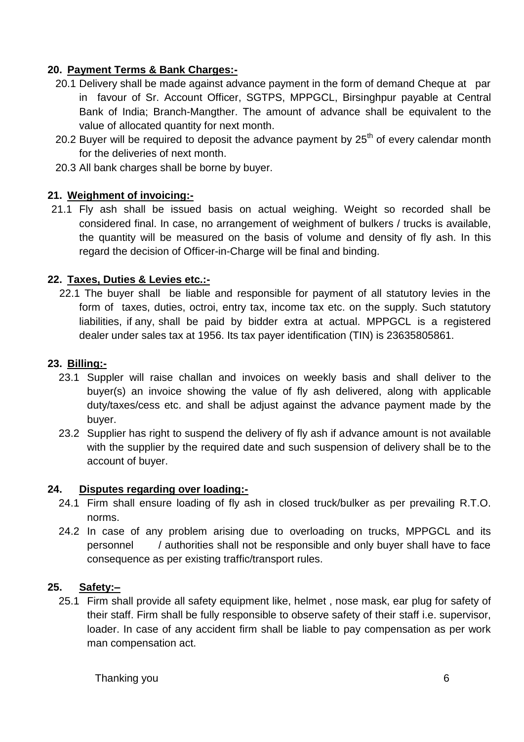## 20. Payment Terms & Bank Charges:-

20.1 Delivery shall be made against advance payment in the form of demand Cheque at par in favour of Sr. Account Officer, SGTPS, MPPGCL, Birsinghpur payable at Central Bank of India; Branch-Mangther. The amount of advance shall be equivalent to the value of allocated quantity for next month.

20.2 Buyer will be required to deposit the advance payment by 25th of every calendar month for the deliveries of next month.

20.3 All bank charges shall be borne by buyer.

## 21. Weighment of invoicing:-

21.1 Fly ash shall be issued basis on actual weighing. Weight so recorded shall be considered final. In case, no arrangement of weighment of bulkers / trucks is available, the quantity will be measured on the basis of volume and density of fly ash. In this regard the decision of Officer-in-Charge will be final and binding.

## 22. Taxes, Duties & Levies etc.:-

22.1 The buyer shall be liable and responsible for payment of all statutory levies in the form of taxes, duties, octroi, entry tax, income tax etc. on the supply. Such statutory liabilities, if any, shall be paid by bidder extra at actual. MPPGCL is a registered dealer under sales tax at 1956. Its tax payer identification (TIN) is 23635805861.

## 23. Billing:-

23.1 Suppler will raise challan and invoices on weekly basis and shall deliver to the buyer(s) an invoice showing the value of fly ash delivered, along with applicable duty/taxes/cess etc. and shall be adjust against the advance payment made by the buyer.

23.2 Supplier has right to suspend the delivery of fly ash if advance amount is not available with the supplier by the required date and such suspension of delivery shall be to the account of buyer.

## 24. Disputes regarding over loading:-

24.1 Firm shall ensure loading of fly ash in closed truck/bulker as per prevailing R.T.O. norms.

24.2 In case of any problem arising due to overloading on trucks, MPPGCL and its personnel / authorities shall not be responsible and only buyer shall have to face consequence as per existing traffic/transport rules.

## 25. Safety:–

25.1 Firm shall provide all safety equipment like, helmet , nose mask, ear plug for safety of their staff. Firm shall be fully responsible to observe safety of their staff i.e. supervisor, loader. In case of any accident firm shall be liable to pay compensation as per work man compensation act.

Thanking you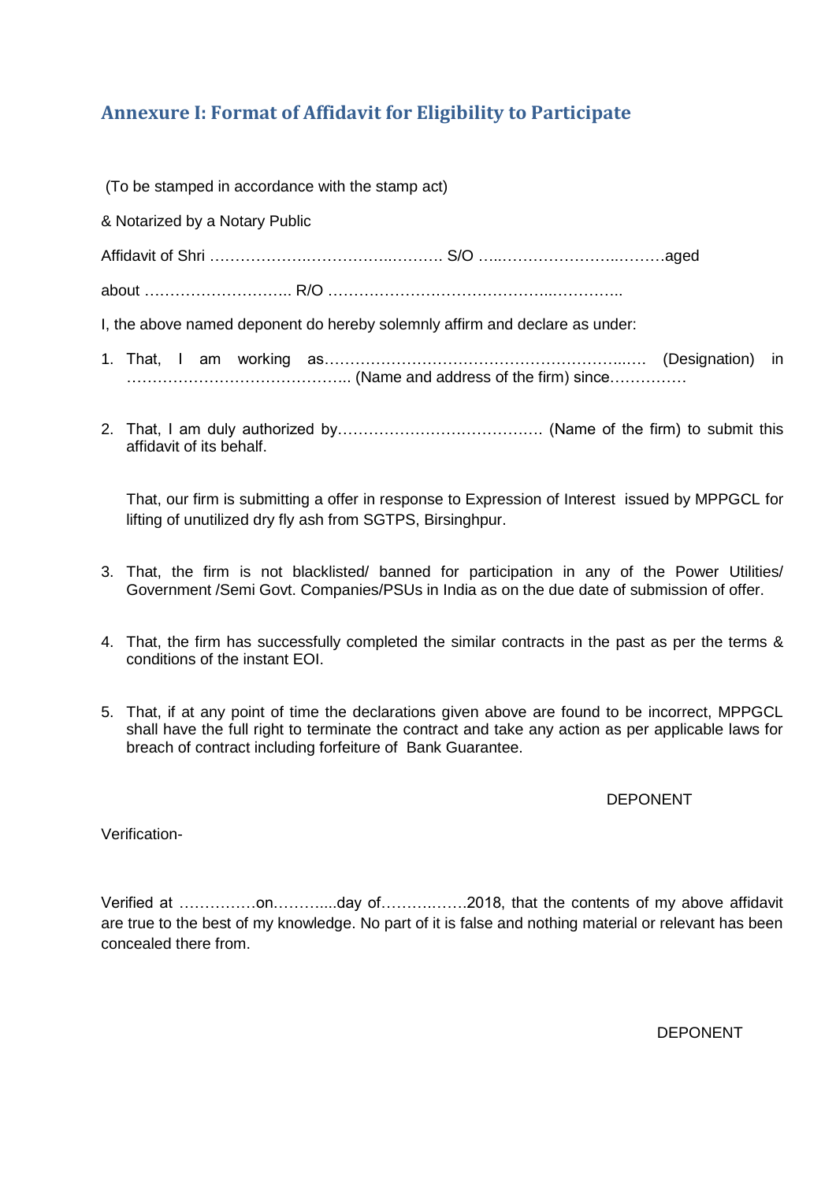## Annexure I: Format of Affidavit for Eligibility to Participate

(To be stamped in accordance with the stamp act)

& Notarized by a Notary Public

Affidavit of Shri ……………….…………..………. S/O …..…………………..………aged

about ……………………….. R/O ……………………………………..…………..

I, the above named deponent do hereby solemnly affirm and declare as under:

1. That, I am working as…………………………………………………..…. (Designation) in …………………………………….. (Name and address of the firm) since……………

2. That, I am duly authorized by………………………….……… (Name of the firm) to submit this affidavit of its behalf.

   That, our firm is submitting a offer in response to Expression of Interest issued by MPPGCL for lifting of unutilized dry fly ash from SGTPS, Birsinghpur.

3. That, the firm is not blacklisted/ banned for participation in any of the Power Utilities/ Government /Semi Govt. Companies/PSUs in India as on the due date of submission of offer.

4. That, the firm has successfully completed the similar contracts in the past as per the terms & conditions of the instant EOI.

5. That, if at any point of time the declarations given above are found to be incorrect, MPPGCL shall have the full right to terminate the contract and take any action as per applicable laws for breach of contract including forfeiture of Bank Guarantee.

DEPONENT

Verification-

Verified at ……………on………...day of…………..….2018, that the contents of my above affidavit are true to the best of my knowledge. No part of it is false and nothing material or relevant has been concealed there from.

DEPONENT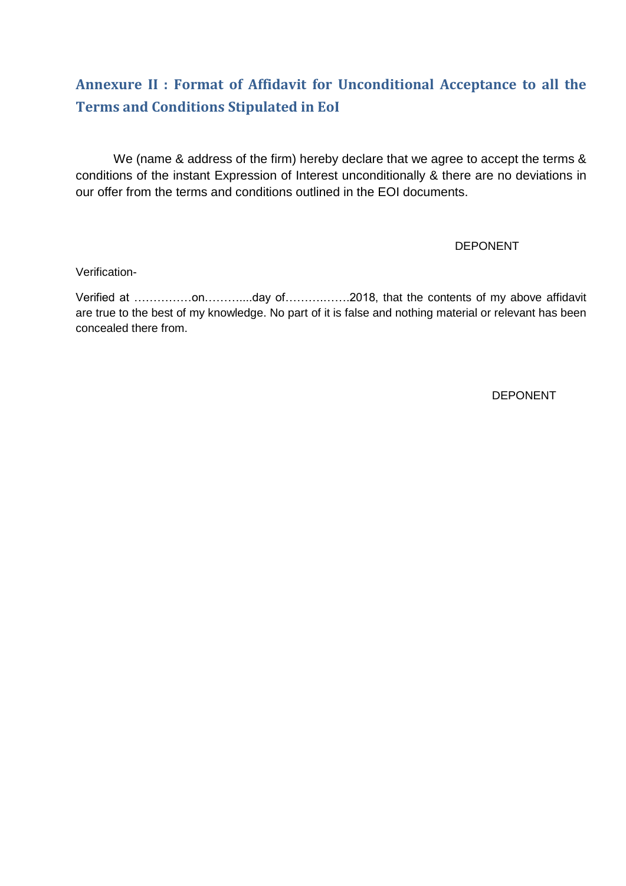## Annexure II : Format of Affidavit for Unconditional Acceptance to all the Terms and Conditions Stipulated in EoI

We (name & address of the firm) hereby declare that we agree to accept the terms & conditions of the instant Expression of Interest unconditionally & there are no deviations in our offer from the terms and conditions outlined in the EOI documents.

DEPONENT

Verification-

Verified at ……………on……….....day of…………….2018, that the contents of my above affidavit are true to the best of my knowledge. No part of it is false and nothing material or relevant has been concealed there from.

DEPONENT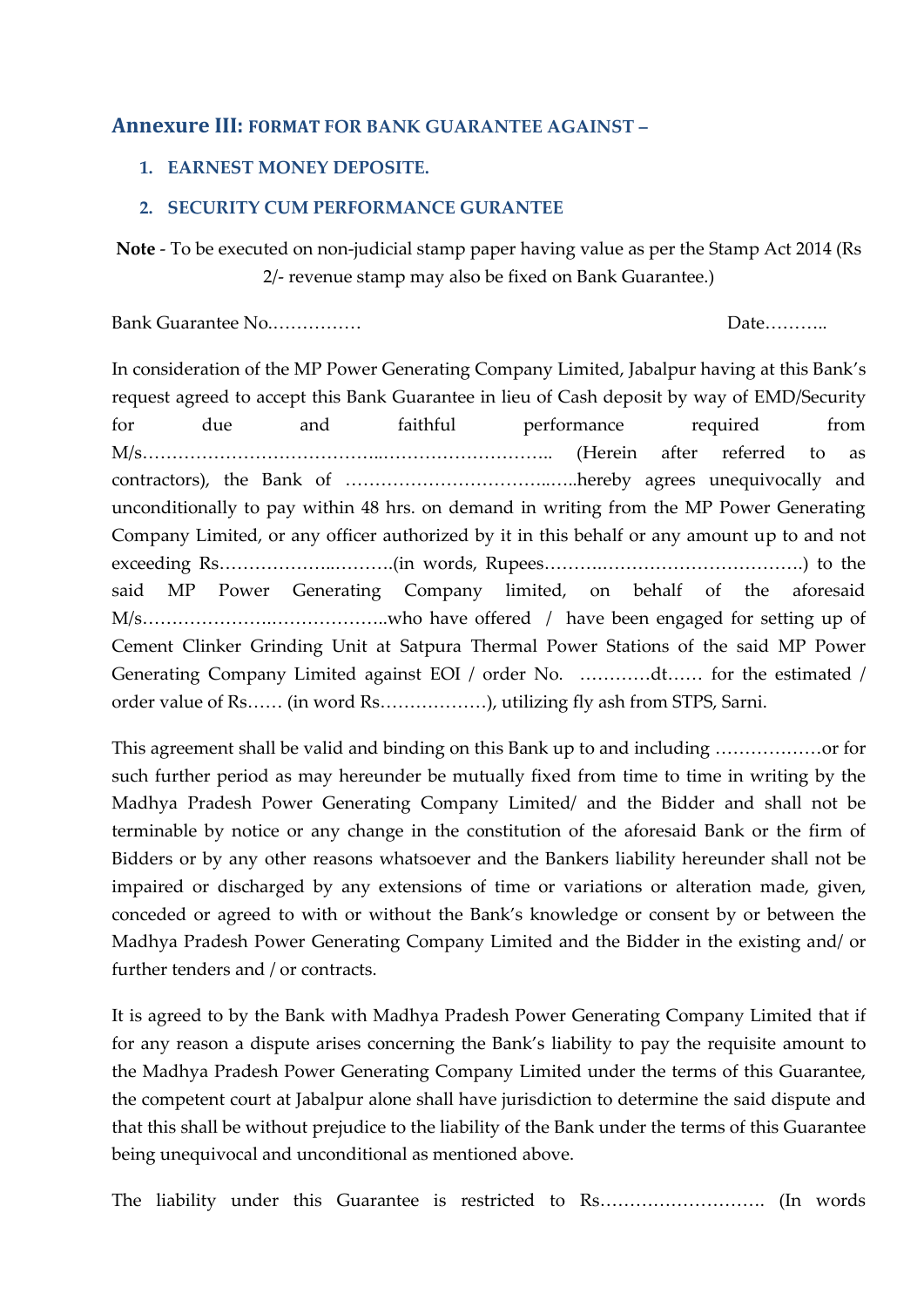## Annexure III: FORMAT FOR BANK GUARANTEE AGAINST –

1. **EARNEST MONEY DEPOSITE.**
2. **SECURITY CUM PERFORMANCE GURANTEE**

**Note** - To be executed on non-judicial stamp paper having value as per the Stamp Act 2014 (Rs 2/- revenue stamp may also be fixed on Bank Guarantee.)

Bank Guarantee No.…………… Date………..

In consideration of the MP Power Generating Company Limited, Jabalpur having at this Bank's request agreed to accept this Bank Guarantee in lieu of Cash deposit by way of EMD/Security for due and faithful performance required from M/s………………………………..……………………….. (Herein after referred to as contractors), the Bank of ……………………………..…..hereby agrees unequivocally and unconditionally to pay within 48 hrs. on demand in writing from the MP Power Generating Company Limited, or any officer authorized by it in this behalf or any amount up to and not exceeding Rs……………..……….(in words, Rupees……….…………………………….) to the said MP Power Generating Company limited, on behalf of the aforesaid M/s………………….………………..who have offered / have been engaged for setting up of Cement Clinker Grinding Unit at Satpura Thermal Power Stations of the said MP Power Generating Company Limited against EOI / order No. …………dt…… for the estimated / order value of Rs…… (in word Rs………………), utilizing fly ash from STPS, Sarni.

This agreement shall be valid and binding on this Bank up to and including ………………or for such further period as may hereunder be mutually fixed from time to time in writing by the Madhya Pradesh Power Generating Company Limited/ and the Bidder and shall not be terminable by notice or any change in the constitution of the aforesaid Bank or the firm of Bidders or by any other reasons whatsoever and the Bankers liability hereunder shall not be impaired or discharged by any extensions of time or variations or alteration made, given, conceded or agreed to with or without the Bank's knowledge or consent by or between the Madhya Pradesh Power Generating Company Limited and the Bidder in the existing and/ or further tenders and / or contracts.

It is agreed to by the Bank with Madhya Pradesh Power Generating Company Limited that if for any reason a dispute arises concerning the Bank's liability to pay the requisite amount to the Madhya Pradesh Power Generating Company Limited under the terms of this Guarantee, the competent court at Jabalpur alone shall have jurisdiction to determine the said dispute and that this shall be without prejudice to the liability of the Bank under the terms of this Guarantee being unequivocal and unconditional as mentioned above.

The liability under this Guarantee is restricted to Rs………………………. (In words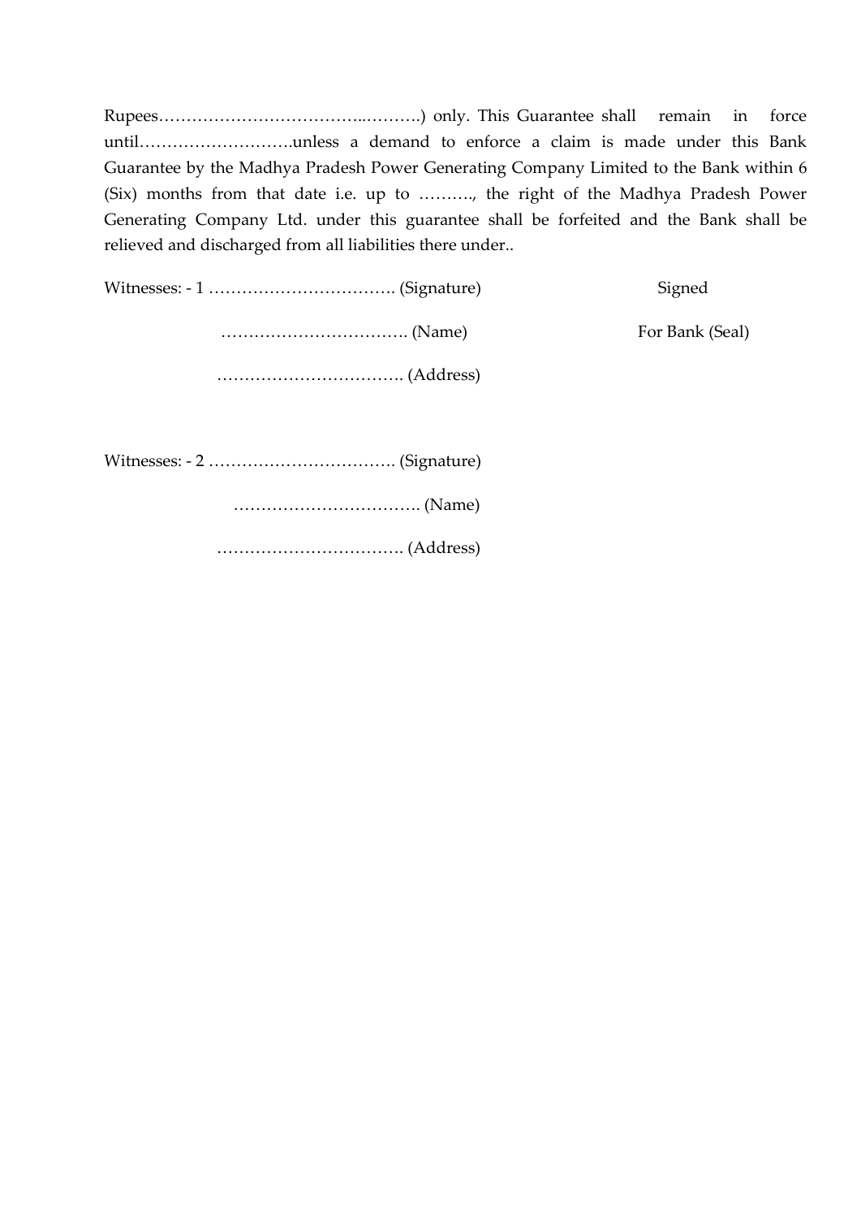Rupees……………………………..……….) only. This Guarantee shall remain in force until……………………….unless a demand to enforce a claim is made under this Bank Guarantee by the Madhya Pradesh Power Generating Company Limited to the Bank within 6 (Six) months from that date i.e. up to ………, the right of the Madhya Pradesh Power Generating Company Ltd. under this guarantee shall be forfeited and the Bank shall be relieved and discharged from all liabilities there under..

Witnesses: - 1 ……………………………. (Signature)

……………………………. (Name)

……………………………. (Address)

Signed

For Bank (Seal)

Witnesses: - 2 ……………………………. (Signature)

……………………………. (Name)

……………………………. (Address)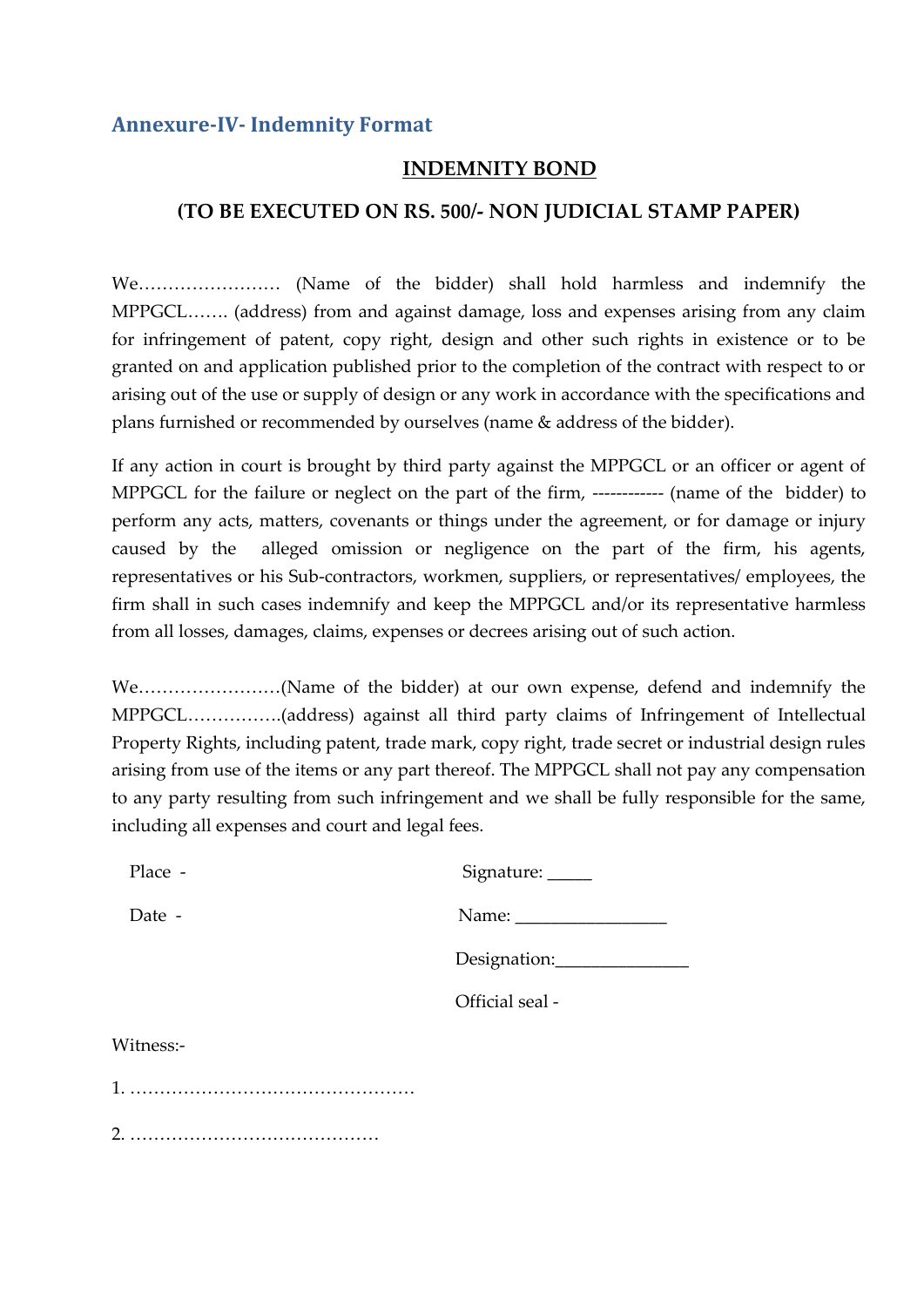## Annexure-IV- Indemnity Format

**INDEMNITY BOND**

**(TO BE EXECUTED ON RS. 500/- NON JUDICIAL STAMP PAPER)**

We…………………… (Name of the bidder) shall hold harmless and indemnify the MPPGCL……. (address) from and against damage, loss and expenses arising from any claim for infringement of patent, copy right, design and other such rights in existence or to be granted on and application published prior to the completion of the contract with respect to or arising out of the use or supply of design or any work in accordance with the specifications and plans furnished or recommended by ourselves (name & address of the bidder).

If any action in court is brought by third party against the MPPGCL or an officer or agent of MPPGCL for the failure or neglect on the part of the firm, ------------ (name of the bidder) to perform any acts, matters, covenants or things under the agreement, or for damage or injury caused by the alleged omission or negligence on the part of the firm, his agents, representatives or his Sub-contractors, workmen, suppliers, or representatives/ employees, the firm shall in such cases indemnify and keep the MPPGCL and/or its representative harmless from all losses, damages, claims, expenses or decrees arising out of such action.

We……………………(Name of the bidder) at our own expense, defend and indemnify the MPPGCL…………….(address) against all third party claims of Infringement of Intellectual Property Rights, including patent, trade mark, copy right, trade secret or industrial design rules arising from use of the items or any part thereof. The MPPGCL shall not pay any compensation to any party resulting from such infringement and we shall be fully responsible for the same, including all expenses and court and legal fees.

Place -

Date -

Signature: _____

Name: _________________

Designation:_______________

Official seal -

Witness:-

1. …………………………………………

2. ……………………………………